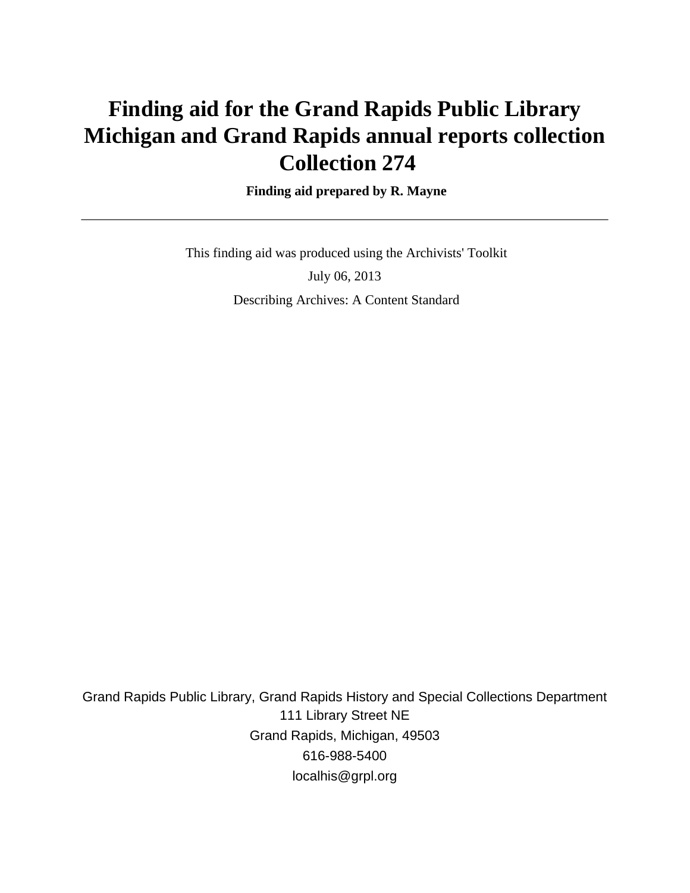# Finding aid for the Grand Rapids Public Library Michigan and Grand Rapids annual reports collection Collection 274

**Finding aid prepared by R. Mayne**

---

This finding aid was produced using the Archivists' Toolkit

July 06, 2013

Describing Archives: A Content Standard

Grand Rapids Public Library, Grand Rapids History and Special Collections Department
111 Library Street NE
Grand Rapids, Michigan, 49503
616-988-5400
localhis@grpl.org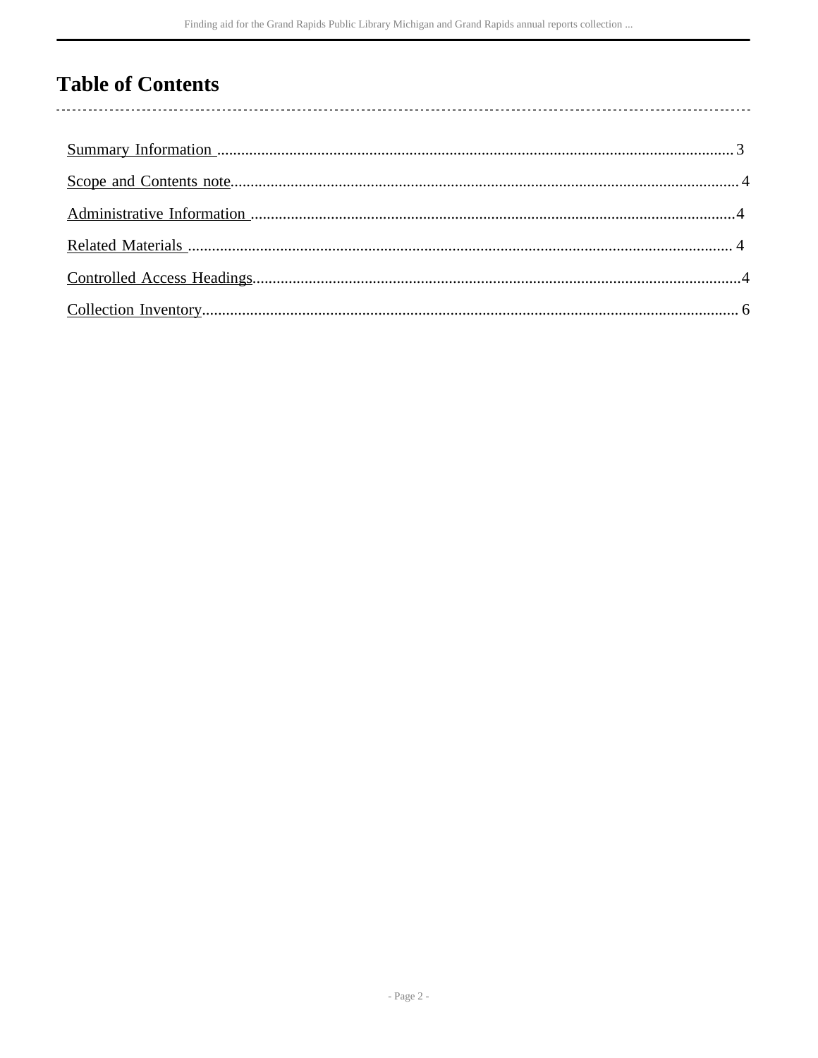# Table of Contents

- Summary Information .......... 3
- Scope and Contents note .......... 4
- Administrative Information .......... 4
- Related Materials .......... 4
- Controlled Access Headings .......... 4
- Collection Inventory .......... 6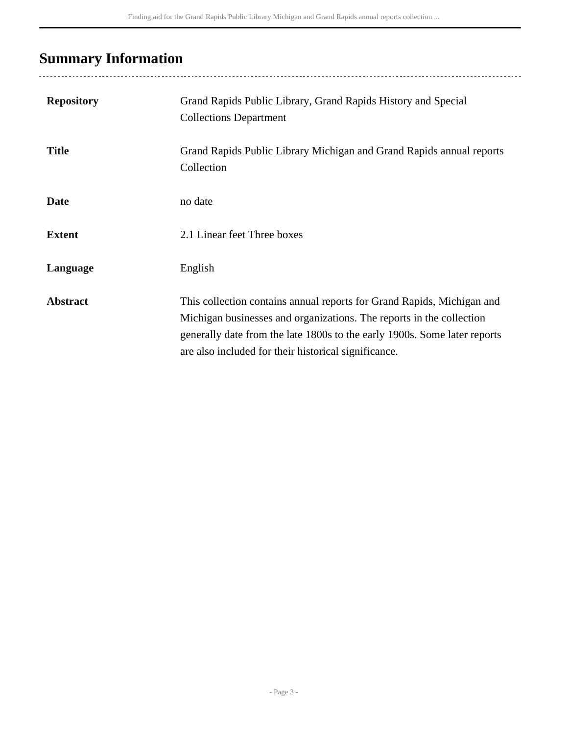## Summary Information

| | |
|---|---|
| **Repository** | Grand Rapids Public Library, Grand Rapids History and Special Collections Department |
| **Title** | Grand Rapids Public Library Michigan and Grand Rapids annual reports Collection |
| **Date** | no date |
| **Extent** | 2.1 Linear feet Three boxes |
| **Language** | English |
| **Abstract** | This collection contains annual reports for Grand Rapids, Michigan and Michigan businesses and organizations. The reports in the collection generally date from the late 1800s to the early 1900s. Some later reports are also included for their historical significance. |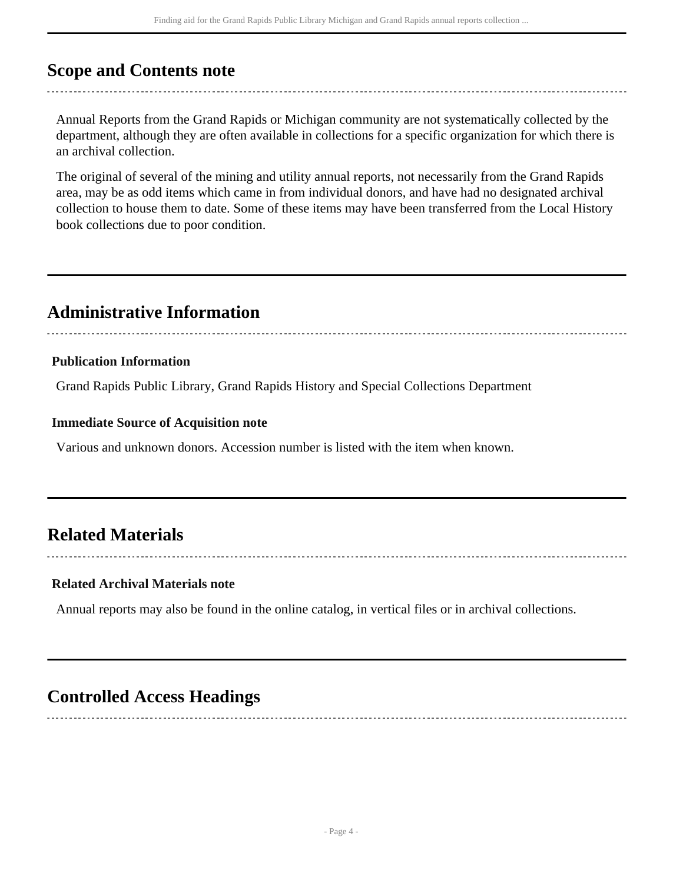## Scope and Contents note

Annual Reports from the Grand Rapids or Michigan community are not systematically collected by the department, although they are often available in collections for a specific organization for which there is an archival collection.

The original of several of the mining and utility annual reports, not necessarily from the Grand Rapids area, may be as odd items which came in from individual donors, and have had no designated archival collection to house them to date. Some of these items may have been transferred from the Local History book collections due to poor condition.

## Administrative Information

### Publication Information

Grand Rapids Public Library, Grand Rapids History and Special Collections Department

### Immediate Source of Acquisition note

Various and unknown donors. Accession number is listed with the item when known.

## Related Materials

### Related Archival Materials note

Annual reports may also be found in the online catalog, in vertical files or in archival collections.

## Controlled Access Headings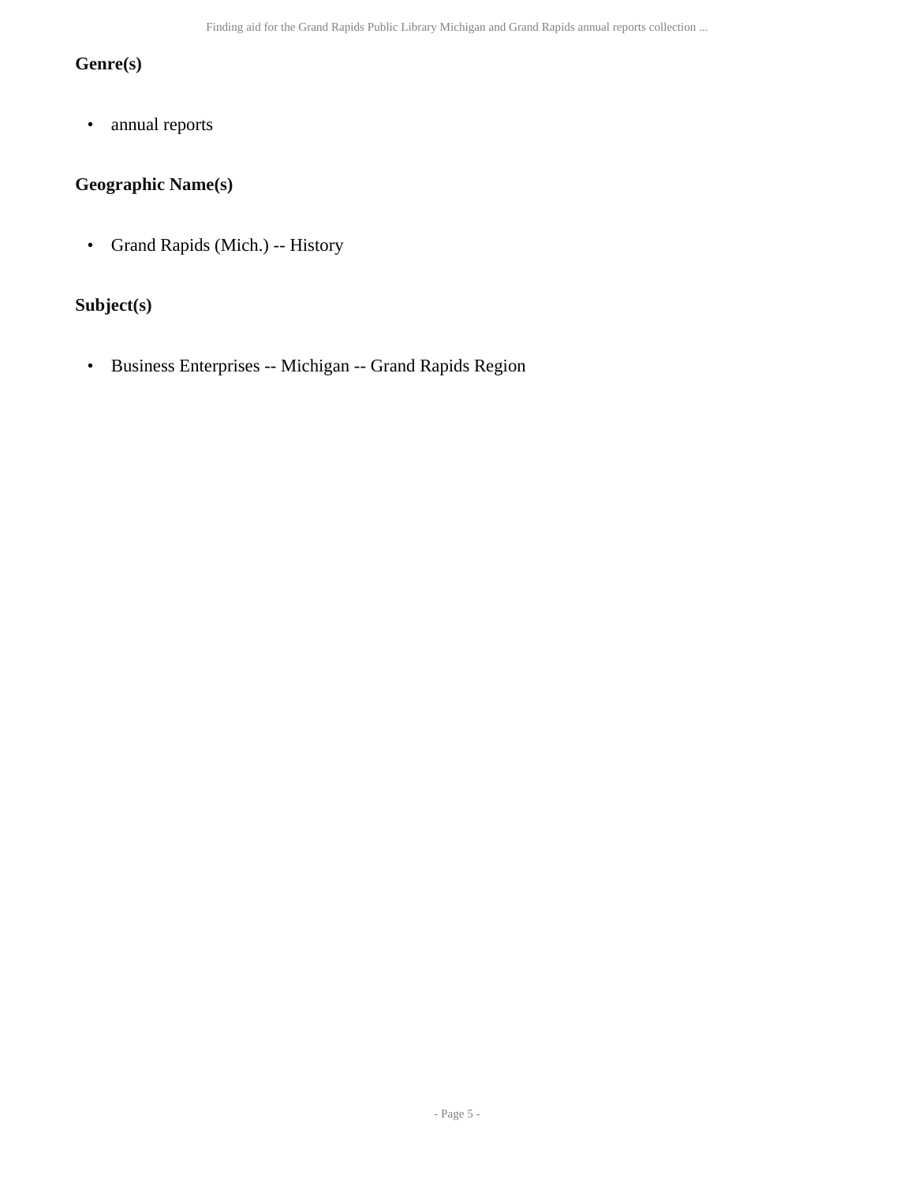### Genre(s)

- annual reports

### Geographic Name(s)

- Grand Rapids (Mich.) -- History

### Subject(s)

- Business Enterprises -- Michigan -- Grand Rapids Region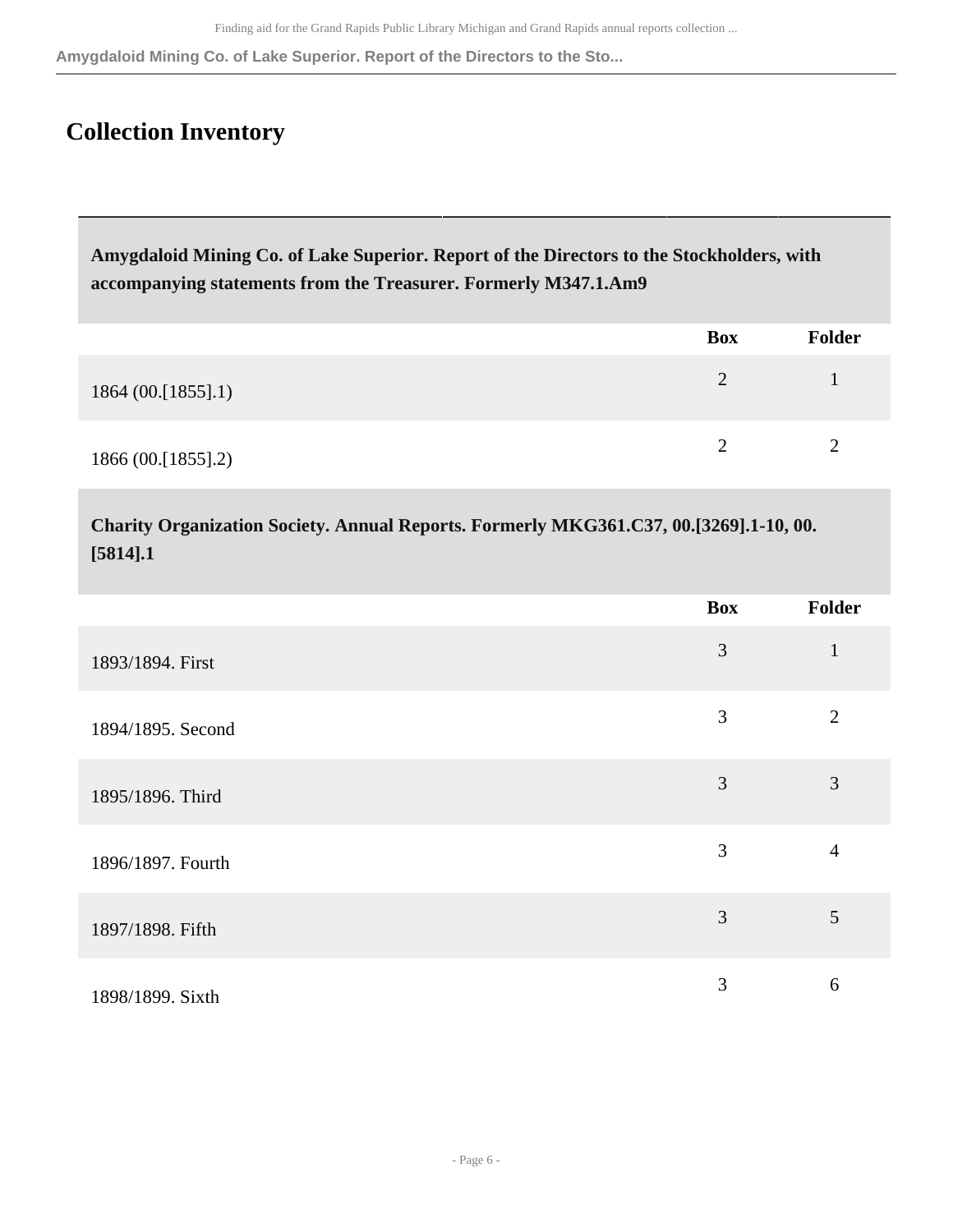## Collection Inventory

**Amygdaloid Mining Co. of Lake Superior. Report of the Directors to the Stockholders, with accompanying statements from the Treasurer. Formerly M347.1.Am9**

| | Box | Folder |
|---|---|---|
| 1864 (00.[1855].1) | 2 | 1 |
| 1866 (00.[1855].2) | 2 | 2 |

**Charity Organization Society. Annual Reports. Formerly MKG361.C37, 00.[3269].1-10, 00.[5814].1**

| | Box | Folder |
|---|---|---|
| 1893/1894. First | 3 | 1 |
| 1894/1895. Second | 3 | 2 |
| 1895/1896. Third | 3 | 3 |
| 1896/1897. Fourth | 3 | 4 |
| 1897/1898. Fifth | 3 | 5 |
| 1898/1899. Sixth | 3 | 6 |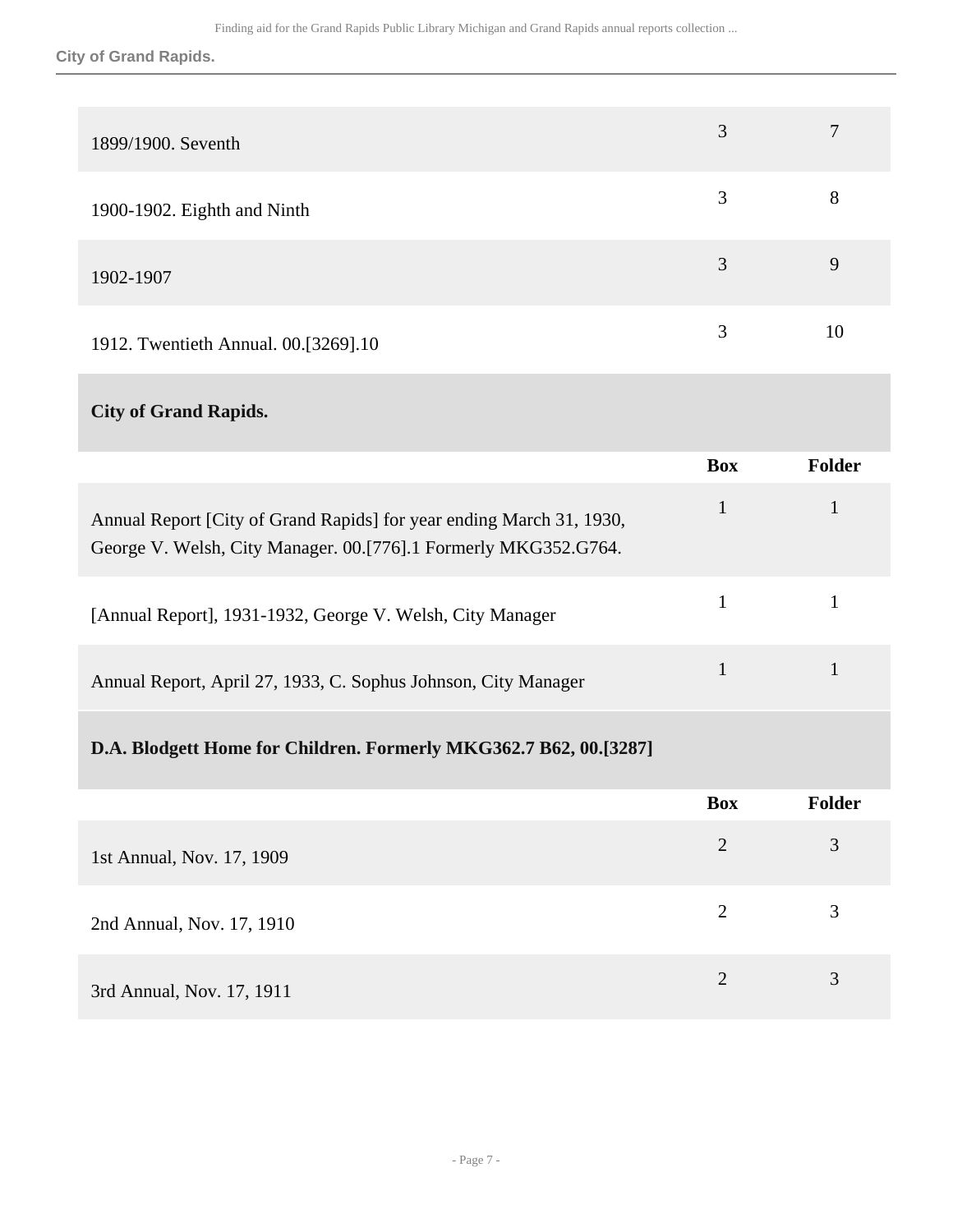| | Box | Folder |
|---|---|---|
| 1899/1900. Seventh | 3 | 7 |
| 1900-1902. Eighth and Ninth | 3 | 8 |
| 1902-1907 | 3 | 9 |
| 1912. Twentieth Annual. 00.[3269].10 | 3 | 10 |

### City of Grand Rapids.

| | Box | Folder |
|---|---|---|
| Annual Report [City of Grand Rapids] for year ending March 31, 1930, George V. Welsh, City Manager. 00.[776].1 Formerly MKG352.G764. | 1 | 1 |
| [Annual Report], 1931-1932, George V. Welsh, City Manager | 1 | 1 |
| Annual Report, April 27, 1933, C. Sophus Johnson, City Manager | 1 | 1 |

### D.A. Blodgett Home for Children. Formerly MKG362.7 B62, 00.[3287]

| | Box | Folder |
|---|---|---|
| 1st Annual, Nov. 17, 1909 | 2 | 3 |
| 2nd Annual, Nov. 17, 1910 | 2 | 3 |
| 3rd Annual, Nov. 17, 1911 | 2 | 3 |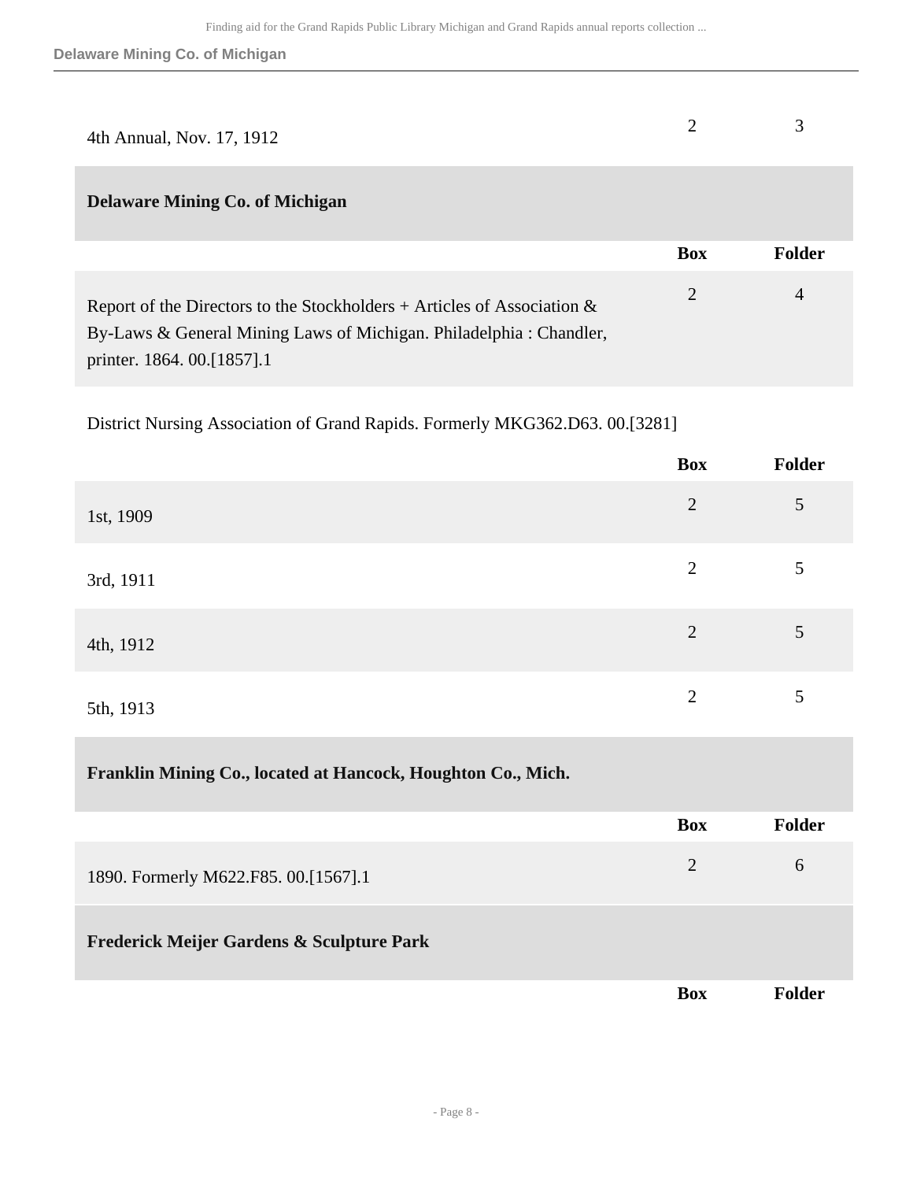| | Box | Folder |
|---|---|---|
| 4th Annual, Nov. 17, 1912 | 2 | 3 |

**Delaware Mining Co. of Michigan**

| | Box | Folder |
|---|---|---|
| Report of the Directors to the Stockholders + Articles of Association & By-Laws & General Mining Laws of Michigan. Philadelphia : Chandler, printer. 1864. 00.[1857].1 | 2 | 4 |

District Nursing Association of Grand Rapids. Formerly MKG362.D63. 00.[3281]

| | Box | Folder |
|---|---|---|
| 1st, 1909 | 2 | 5 |
| 3rd, 1911 | 2 | 5 |
| 4th, 1912 | 2 | 5 |
| 5th, 1913 | 2 | 5 |

**Franklin Mining Co., located at Hancock, Houghton Co., Mich.**

| | Box | Folder |
|---|---|---|
| 1890. Formerly M622.F85. 00.[1567].1 | 2 | 6 |

**Frederick Meijer Gardens & Sculpture Park**

| | Box | Folder |
|---|---|---|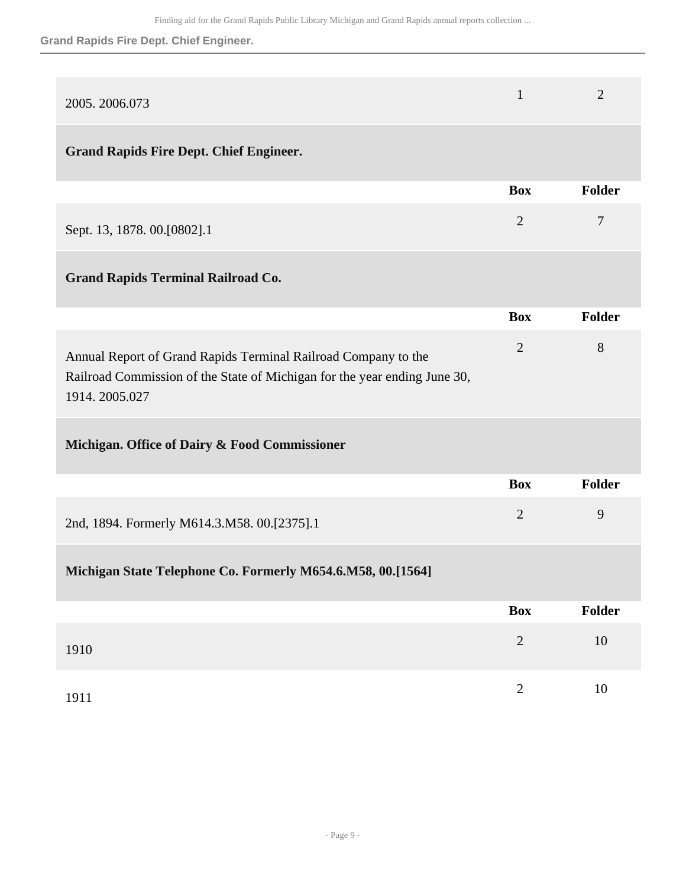| | Box | Folder |
|---|---|---|
| 2005. 2006.073 | 1 | 2 |

**Grand Rapids Fire Dept. Chief Engineer.**

| | Box | Folder |
|---|---|---|
| Sept. 13, 1878. 00.[0802].1 | 2 | 7 |

**Grand Rapids Terminal Railroad Co.**

| | Box | Folder |
|---|---|---|
| Annual Report of Grand Rapids Terminal Railroad Company to the Railroad Commission of the State of Michigan for the year ending June 30, 1914. 2005.027 | 2 | 8 |

**Michigan. Office of Dairy & Food Commissioner**

| | Box | Folder |
|---|---|---|
| 2nd, 1894. Formerly M614.3.M58. 00.[2375].1 | 2 | 9 |

**Michigan State Telephone Co. Formerly M654.6.M58, 00.[1564]**

| | Box | Folder |
|---|---|---|
| 1910 | 2 | 10 |
| 1911 | 2 | 10 |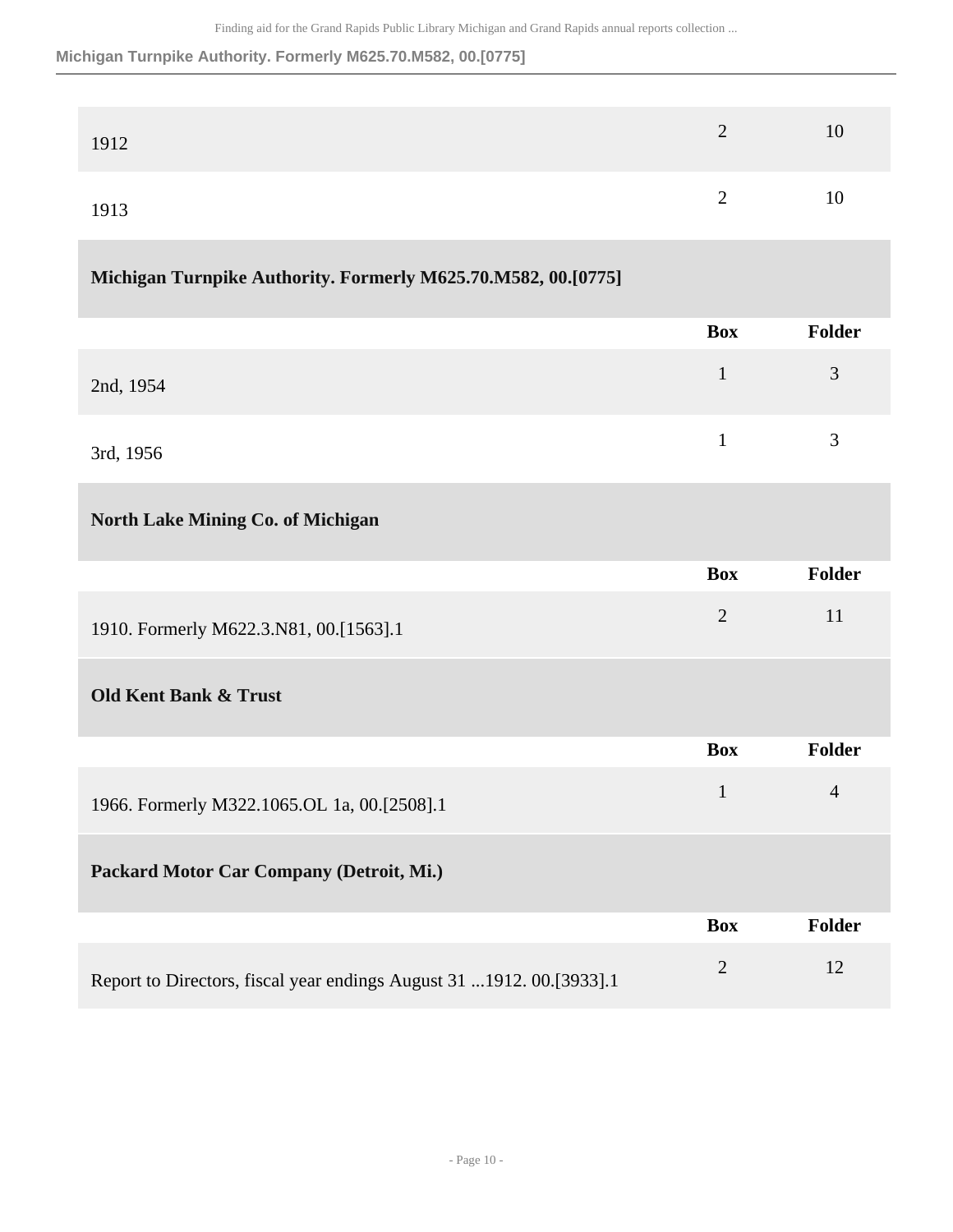| | Box | Folder |
|---|---|---|
| 1912 | 2 | 10 |
| 1913 | 2 | 10 |

### Michigan Turnpike Authority. Formerly M625.70.M582, 00.[0775]

| | Box | Folder |
|---|---|---|
| 2nd, 1954 | 1 | 3 |
| 3rd, 1956 | 1 | 3 |

### North Lake Mining Co. of Michigan

| | Box | Folder |
|---|---|---|
| 1910. Formerly M622.3.N81, 00.[1563].1 | 2 | 11 |

### Old Kent Bank & Trust

| | Box | Folder |
|---|---|---|
| 1966. Formerly M322.1065.OL 1a, 00.[2508].1 | 1 | 4 |

### Packard Motor Car Company (Detroit, Mi.)

| | Box | Folder |
|---|---|---|
| Report to Directors, fiscal year endings August 31 ...1912. 00.[3933].1 | 2 | 12 |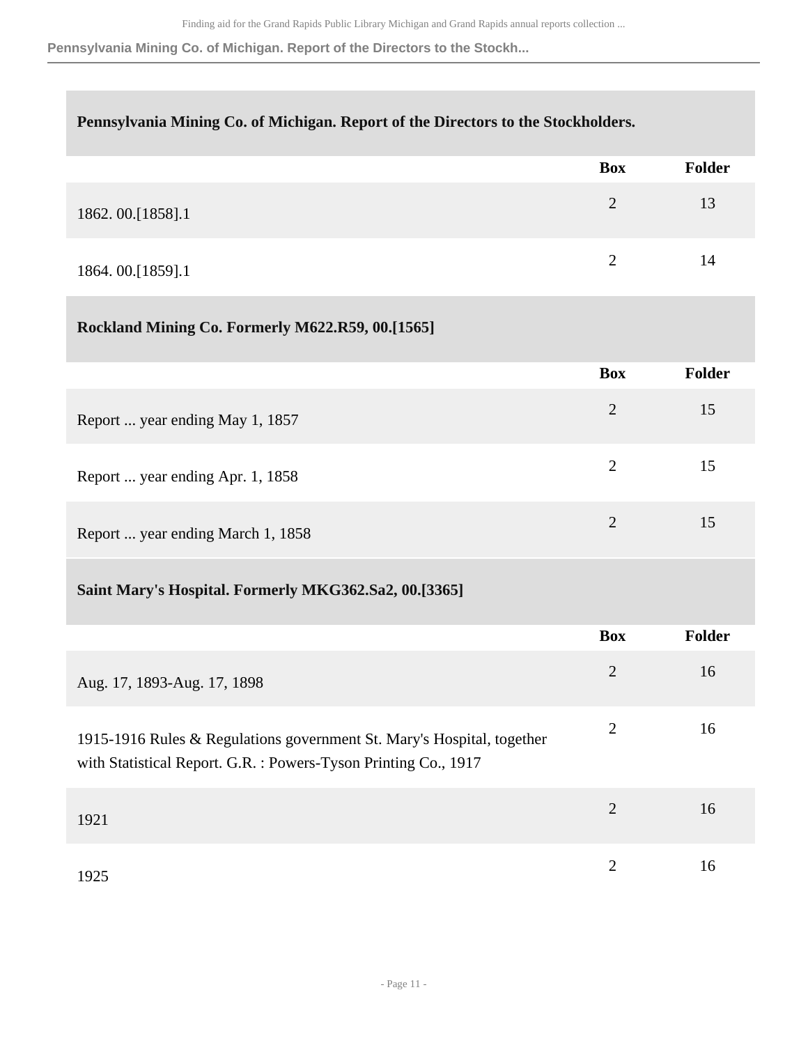| Pennsylvania Mining Co. of Michigan. Report of the Directors to the Stockholders. | | |
|---|---|---|
| | **Box** | **Folder** |
| 1862. 00.[1858].1 | 2 | 13 |
| 1864. 00.[1859].1 | 2 | 14 |

| Rockland Mining Co. Formerly M622.R59, 00.[1565] | | |
|---|---|---|
| | **Box** | **Folder** |
| Report ... year ending May 1, 1857 | 2 | 15 |
| Report ... year ending Apr. 1, 1858 | 2 | 15 |
| Report ... year ending March 1, 1858 | 2 | 15 |

| Saint Mary's Hospital. Formerly MKG362.Sa2, 00.[3365] | | |
|---|---|---|
| | **Box** | **Folder** |
| Aug. 17, 1893-Aug. 17, 1898 | 2 | 16 |
| 1915-1916 Rules & Regulations government St. Mary's Hospital, together with Statistical Report. G.R. : Powers-Tyson Printing Co., 1917 | 2 | 16 |
| 1921 | 2 | 16 |
| 1925 | 2 | 16 |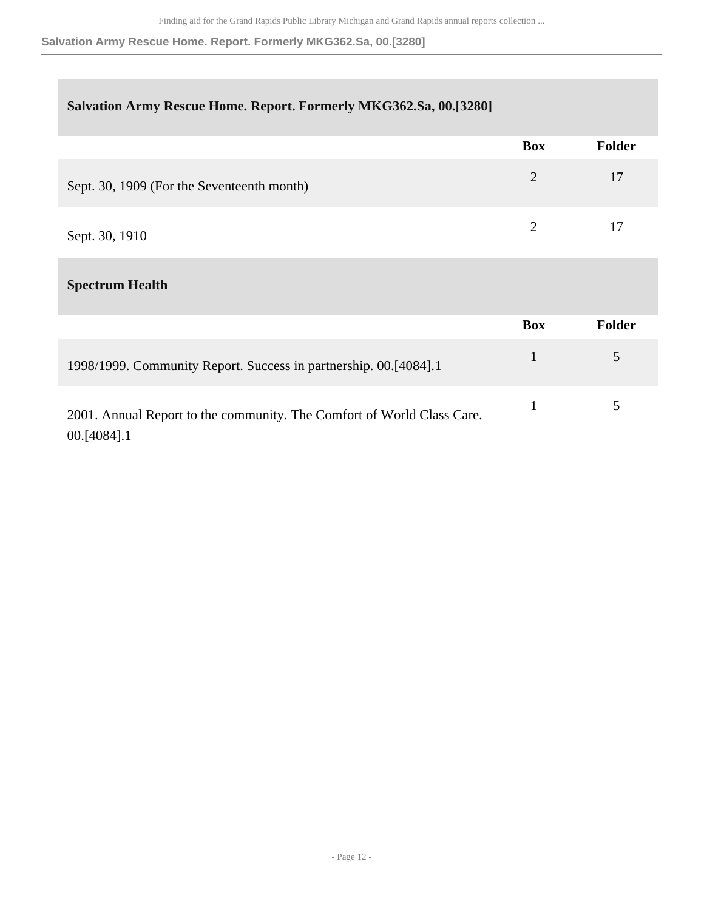## Salvation Army Rescue Home. Report. Formerly MKG362.Sa, 00.[3280]

| | Box | Folder |
|---|---|---|
| Sept. 30, 1909 (For the Seventeenth month) | 2 | 17 |
| Sept. 30, 1910 | 2 | 17 |

## Spectrum Health

| | Box | Folder |
|---|---|---|
| 1998/1999. Community Report. Success in partnership. 00.[4084].1 | 1 | 5 |
| 2001. Annual Report to the community. The Comfort of World Class Care. 00.[4084].1 | 1 | 5 |